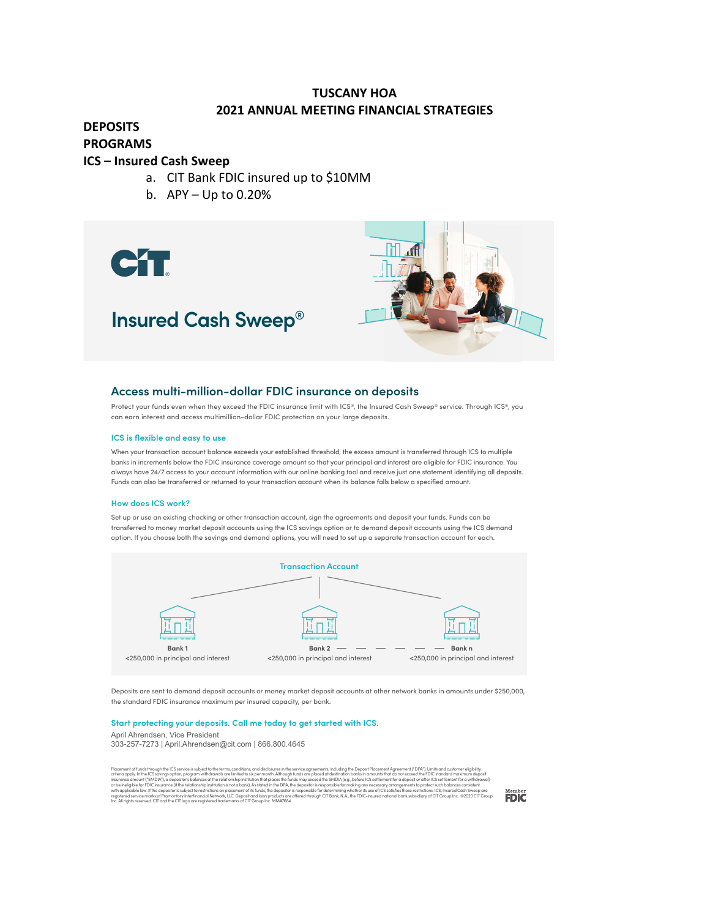# TUSCANY HOA
## 2021 ANNUAL MEETING FINANCIAL STRATEGIES

**DEPOSITS**

**PROGRAMS**

**ICS – Insured Cash Sweep**

a. CIT Bank FDIC insured up to $10MM
b. APY – Up to 0.20%

CIT

# Insured Cash Sweep®

## Access multi-million-dollar FDIC insurance on deposits

Protect your funds even when they exceed the FDIC insurance limit with ICS®, the Insured Cash Sweep® service. Through ICS®, you can earn interest and access multimillion-dollar FDIC protection on your large deposits.

### ICS is flexible and easy to use

When your transaction account balance exceeds your established threshold, the excess amount is transferred through ICS to multiple banks in increments below the FDIC insurance coverage amount so that your principal and interest are eligible for FDIC insurance. You always have 24/7 access to your account information with our online banking tool and receive just one statement identifying all deposits. Funds can also be transferred or returned to your transaction account when its balance falls below a specified amount.

### How does ICS work?

Set up or use an existing checking or other transaction account, sign the agreements and deposit your funds. Funds can be transferred to money market deposit accounts using the ICS savings option or to demand deposit accounts using the ICS demand option. If you choose both the savings and demand options, you will need to set up a separate transaction account for each.

Transaction Account

| Bank 1 | Bank 2 | Bank n |
|---|---|---|
| <250,000 in principal and interest | <250,000 in principal and interest | <250,000 in principal and interest |

Deposits are sent to demand deposit accounts or money market deposit accounts at other network banks in amounts under $250,000, the standard FDIC insurance maximum per insured capacity, per bank.

### Start protecting your deposits. Call me today to get started with ICS.

April Ahrendsen, Vice President
303-257-7273 | April.Ahrendsen@cit.com | 866.800.4645

Placement of funds through the ICS service is subject to the terms, conditions, and disclosures in the service agreements, including the Deposit Placement Agreement ("DPA"). Limits and customer eligibility criteria apply. In the ICS savings option, program withdrawals are limited to six per month. Although funds are placed at destination banks in amounts that do not exceed the FDIC standard maximum deposit insurance amount ("SMDIA"), a depositor's balances at the relationship institution that places the funds may exceed the SMDIA (e.g., before ICS settlement for a deposit or after ICS settlement for a withdrawal) or be ineligible for FDIC insurance (if the relationship institution is not a bank). As stated in the DPA, the depositor is responsible for making any necessary arrangements to protect such balances consistent with applicable law. If the depositor is subject to restrictions on placement of its funds, the depositor is responsible for determining whether its use of ICS satisfies those restrictions. ICS, Insured Cash Sweep are registered service marks of Promontory Interfinancial Network, LLC. Deposit and loan products are offered through CIT Bank, N.A., the FDIC-insured national bank subsidiary of CIT Group Inc. ©2020 CIT Group Inc. All rights reserved. CIT and the CIT logo are registered trademarks of CIT Group Inc. MM#7684

Member FDIC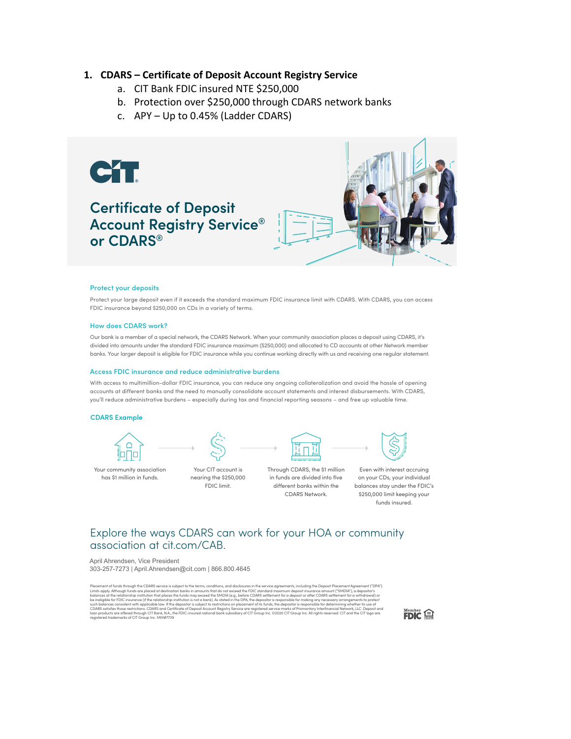1. **CDARS – Certificate of Deposit Account Registry Service**
   a. CIT Bank FDIC insured NTE $250,000
   b. Protection over $250,000 through CDARS network banks
   c. APY – Up to 0.45% (Ladder CDARS)

CIT®

# Certificate of Deposit Account Registry Service® or CDARS®

### Protect your deposits

Protect your large deposit even if it exceeds the standard maximum FDIC insurance limit with CDARS. With CDARS, you can access FDIC insurance beyond $250,000 on CDs in a variety of terms.

### How does CDARS work?

Our bank is a member of a special network, the CDARS Network. When your community association places a deposit using CDARS, it's divided into amounts under the standard FDIC insurance maximum ($250,000) and allocated to CD accounts at other Network member banks. Your larger deposit is eligible for FDIC insurance while you continue working directly with us and receiving one regular statement.

### Access FDIC insurance and reduce administrative burdens

With access to multimillion-dollar FDIC insurance, you can reduce any ongoing collateralization and avoid the hassle of opening accounts at different banks and the need to manually consolidate account statements and interest disbursements. With CDARS, you'll reduce administrative burdens – especially during tax and financial reporting seasons – and free up valuable time.

### CDARS Example

Your community association has $1 million in funds. → Your CIT account is nearing the $250,000 FDIC limit. → Through CDARS, the $1 million in funds are divided into five different banks within the CDARS Network. → Even with interest accruing on your CDs, your individual balances stay under the FDIC's $250,000 limit keeping your funds insured.

## Explore the ways CDARS can work for your HOA or community association at cit.com/CAB.

April Ahrendsen, Vice President
303-257-7273 | April.Ahrendsen@cit.com | 866.800.4645

Placement of funds through the CDARS service is subject to the terms, conditions, and disclosures in the service agreements, including the Deposit Placement Agreement ("DPA"). Limits apply. Although funds are placed at destination banks in amounts that do not exceed the FDIC standard maximum deposit insurance amount ("SMDIA"), a depositor's balances at the relationship institution that places the funds may exceed the SMDIA (e.g., before CDARS settlement for a deposit or after CDARS settlement for a withdrawal) or be ineligible for FDIC insurance (if the relationship institution is not a bank). As stated in the DPA, the depositor is responsible for making any necessary arrangements to protect such balances consistent with applicable law. If the depositor is subject to restrictions on placement of its funds, the depositor is responsible for determining whether its use of CDARS satisfies those restrictions. CDARS and Certificate of Deposit Account Registry Service are registered service marks of Promontory Interfinancial Network, LLC. Deposit and loan products are offered through CIT Bank, N.A., the FDIC-insured national bank subsidiary of CIT Group Inc. ©2020 CIT Group Inc. All rights reserved. CIT and the CIT logo are registered trademarks of CIT Group Inc. MM#7739

Member FDIC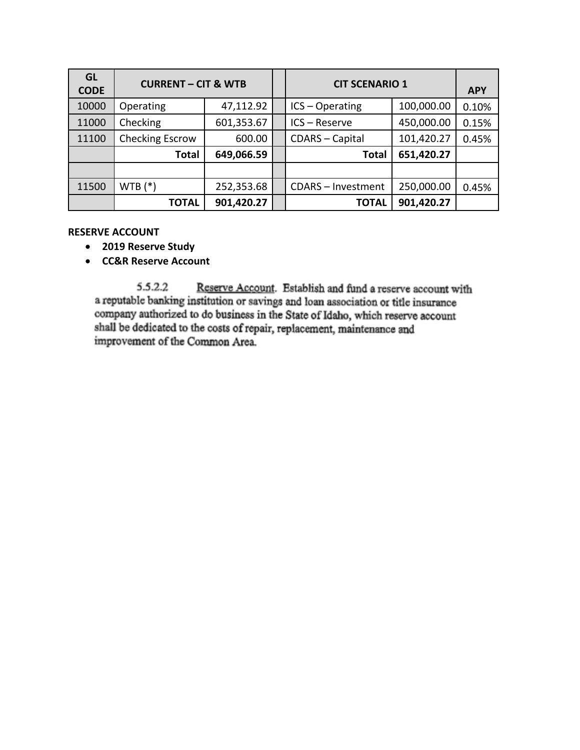| GL CODE | CURRENT – CIT & WTB | | | CIT SCENARIO 1 | | APY |
|---|---|---|---|---|---|---|
| 10000 | Operating | 47,112.92 | | ICS – Operating | 100,000.00 | 0.10% |
| 11000 | Checking | 601,353.67 | | ICS – Reserve | 450,000.00 | 0.15% |
| 11100 | Checking Escrow | 600.00 | | CDARS – Capital | 101,420.27 | 0.45% |
| | **Total** | **649,066.59** | | **Total** | **651,420.27** | |
| | | | | | | |
| 11500 | WTB (*) | 252,353.68 | | CDARS – Investment | 250,000.00 | 0.45% |
| | **TOTAL** | **901,420.27** | | **TOTAL** | **901,420.27** | |

**RESERVE ACCOUNT**

- **2019 Reserve Study**
- **CC&R Reserve Account**

> 5.5.2.2 Reserve Account. Establish and fund a reserve account with a reputable banking institution or savings and loan association or title insurance company authorized to do business in the State of Idaho, which reserve account shall be dedicated to the costs of repair, replacement, maintenance and improvement of the Common Area.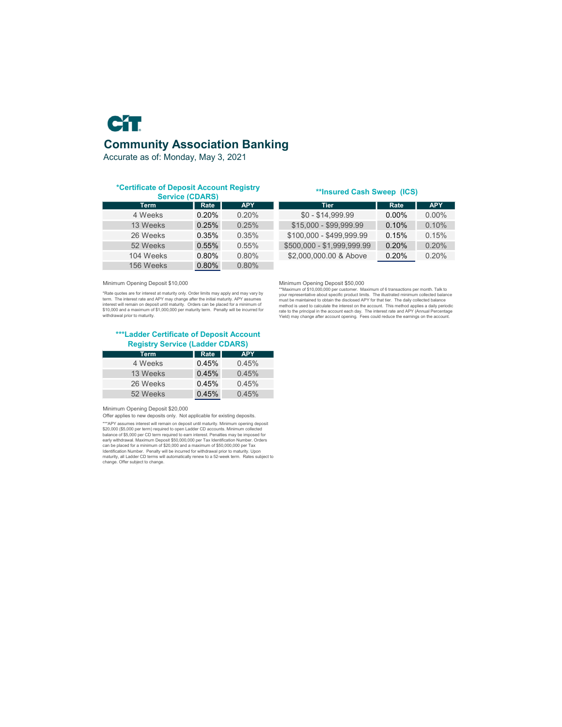# CIT

## Community Association Banking

Accurate as of: Monday, May 3, 2021

### *Certificate of Deposit Account Registry Service (CDARS)

| Term | Rate | APY |
|---|---|---|
| 4 Weeks | 0.20% | 0.20% |
| 13 Weeks | 0.25% | 0.25% |
| 26 Weeks | 0.35% | 0.35% |
| 52 Weeks | 0.55% | 0.55% |
| 104 Weeks | 0.80% | 0.80% |
| 156 Weeks | 0.80% | 0.80% |

Minimum Opening Deposit $10,000

*Rate quotes are for interest at maturity only. Order limits may apply and may vary by term. The interest rate and APY may change after the initial maturity. APY assumes interest will remain on deposit until maturity. Orders can be placed for a minimum of $10,000 and a maximum of $1,000,000 per maturity term. Penalty will be incurred for withdrawal prior to maturity.

### **Insured Cash Sweep (ICS)

| Tier | Rate | APY |
|---|---|---|
| $0 - $14,999.99 | 0.00% | 0.00% |
| $15,000 - $99,999.99 | 0.10% | 0.10% |
| $100,000 - $499,999.99 | 0.15% | 0.15% |
| $500,000 - $1,999,999.99 | 0.20% | 0.20% |
| $2,000,000.00 & Above | 0.20% | 0.20% |

Minimum Opening Deposit $50,000

**Maximum of $10,000,000 per customer. Maximum of 6 transactions per month. Talk to your representative about specific product limits. The illustrated minimum collected balance must be maintained to obtain the disclosed APY for that tier. The daily collected balance method is used to calculate the interest on the account. This method applies a daily periodic rate to the principal in the account each day. The interest rate and APY (Annual Percentage Yield) may change after account opening. Fees could reduce the earnings on the account.

### ***Ladder Certificate of Deposit Account Registry Service (Ladder CDARS)

| Term | Rate | APY |
|---|---|---|
| 4 Weeks | 0.45% | 0.45% |
| 13 Weeks | 0.45% | 0.45% |
| 26 Weeks | 0.45% | 0.45% |
| 52 Weeks | 0.45% | 0.45% |

Minimum Opening Deposit $20,000

Offer applies to new deposits only. Not applicable for existing deposits.

***APY assumes interest will remain on deposit until maturity. Minimum opening deposit $20,000 ($5,000 per term) required to open Ladder CD accounts. Minimum collected balance of $5,000 per CD term required to earn interest. Penalties may be imposed for early withdrawal. Maximum Deposit $50,000,000 per Tax Identification Number. Orders can be placed for a minimum of $20,000 and a maximum of $50,000,000 per Tax Identification Number. Penalty will be incurred for withdrawal prior to maturity. Upon maturity, all Ladder CD terms will automatically renew to a 52-week term. Rates subject to change. Offer subject to change.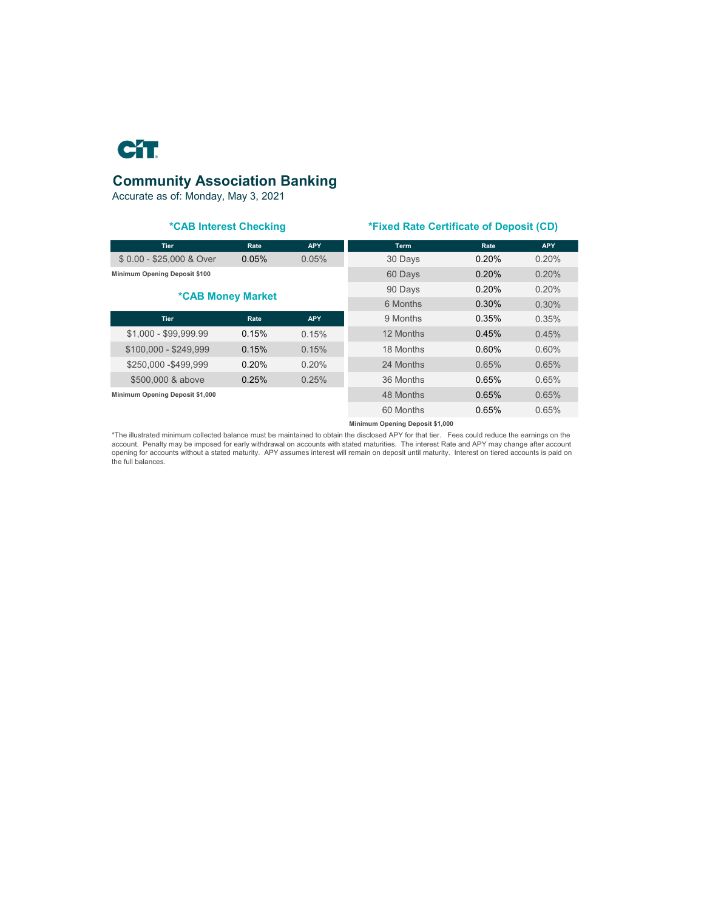CIT

# Community Association Banking

Accurate as of: Monday, May 3, 2021

## *CAB Interest Checking

| Tier | Rate | APY |
|---|---|---|
| $ 0.00 - $25,000 & Over | 0.05% | 0.05% |

**Minimum Opening Deposit $100**

## *CAB Money Market

| Tier | Rate | APY |
|---|---|---|
| $1,000 - $99,999.99 | 0.15% | 0.15% |
| $100,000 - $249,999 | 0.15% | 0.15% |
| $250,000 -$499,999 | 0.20% | 0.20% |
| $500,000 & above | 0.25% | 0.25% |

**Minimum Opening Deposit $1,000**

## *Fixed Rate Certificate of Deposit (CD)

| Term | Rate | APY |
|---|---|---|
| 30 Days | 0.20% | 0.20% |
| 60 Days | 0.20% | 0.20% |
| 90 Days | 0.20% | 0.20% |
| 6 Months | 0.30% | 0.30% |
| 9 Months | 0.35% | 0.35% |
| 12 Months | 0.45% | 0.45% |
| 18 Months | 0.60% | 0.60% |
| 24 Months | 0.65% | 0.65% |
| 36 Months | 0.65% | 0.65% |
| 48 Months | 0.65% | 0.65% |
| 60 Months | 0.65% | 0.65% |

**Minimum Opening Deposit $1,000**

*The illustrated minimum collected balance must be maintained to obtain the disclosed APY for that tier. Fees could reduce the earnings on the account. Penalty may be imposed for early withdrawal on accounts with stated maturities. The interest Rate and APY may change after account opening for accounts without a stated maturity. APY assumes interest will remain on deposit until maturity. Interest on tiered accounts is paid on the full balances.